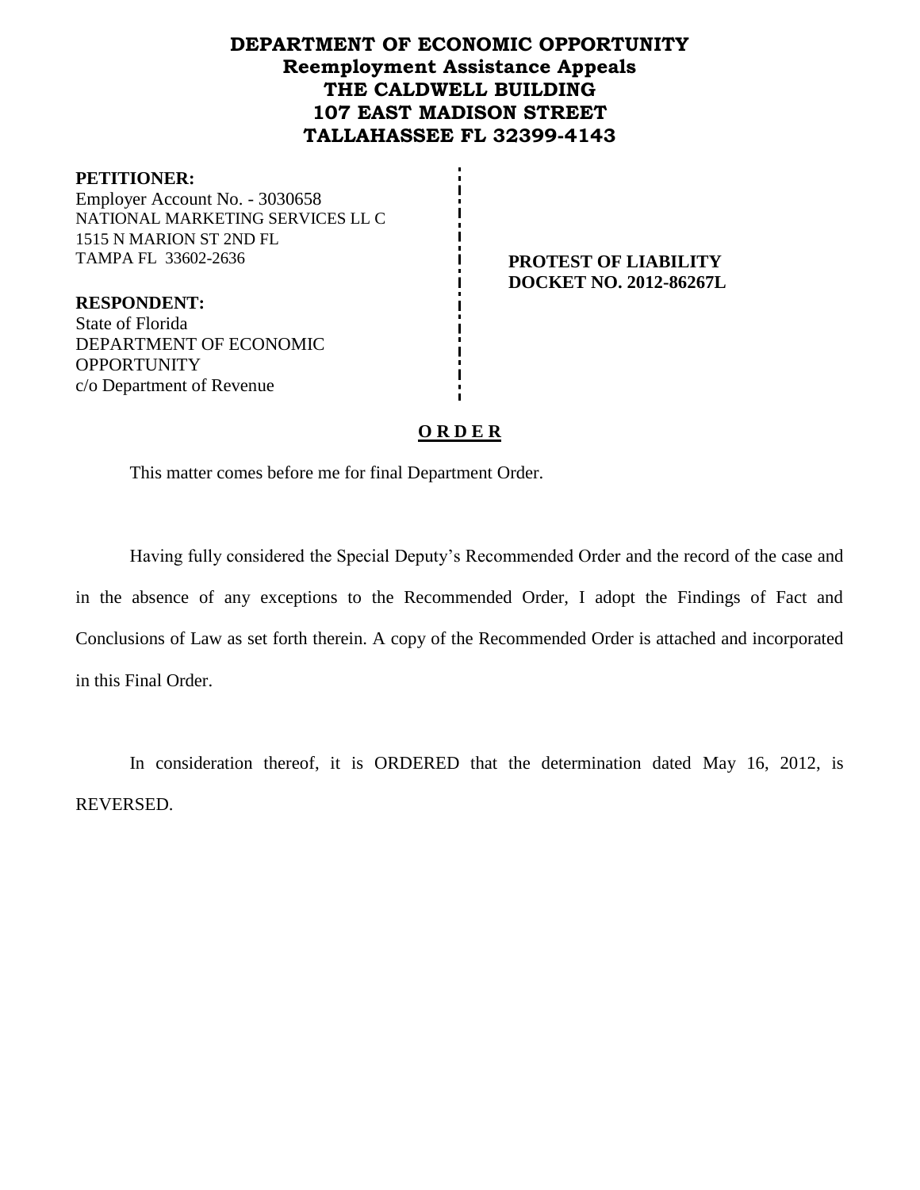# DEPARTMENT OF ECONOMIC OPPORTUNITY
## Reemployment Assistance Appeals
## THE CALDWELL BUILDING
## 107 EAST MADISON STREET
## TALLAHASSEE FL 32399-4143

**PETITIONER:**
Employer Account No. - 3030658
NATIONAL MARKETING SERVICES LL C
1515 N MARION ST 2ND FL
TAMPA FL 33602-2636

**RESPONDENT:**
State of Florida
DEPARTMENT OF ECONOMIC OPPORTUNITY
c/o Department of Revenue

**PROTEST OF LIABILITY**
**DOCKET NO. 2012-86267L**

## O R D E R

This matter comes before me for final Department Order.

Having fully considered the Special Deputy's Recommended Order and the record of the case and in the absence of any exceptions to the Recommended Order, I adopt the Findings of Fact and Conclusions of Law as set forth therein. A copy of the Recommended Order is attached and incorporated in this Final Order.

In consideration thereof, it is ORDERED that the determination dated May 16, 2012, is REVERSED.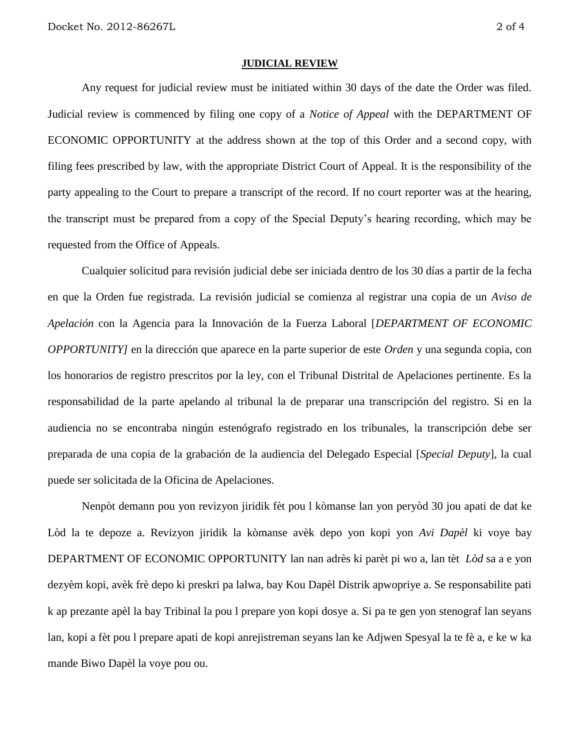**JUDICIAL REVIEW**

Any request for judicial review must be initiated within 30 days of the date the Order was filed. Judicial review is commenced by filing one copy of a *Notice of Appeal* with the DEPARTMENT OF ECONOMIC OPPORTUNITY at the address shown at the top of this Order and a second copy, with filing fees prescribed by law, with the appropriate District Court of Appeal. It is the responsibility of the party appealing to the Court to prepare a transcript of the record. If no court reporter was at the hearing, the transcript must be prepared from a copy of the Special Deputy's hearing recording, which may be requested from the Office of Appeals.

Cualquier solicitud para revisión judicial debe ser iniciada dentro de los 30 días a partir de la fecha en que la Orden fue registrada. La revisión judicial se comienza al registrar una copia de un *Aviso de Apelación* con la Agencia para la Innovación de la Fuerza Laboral [*DEPARTMENT OF ECONOMIC OPPORTUNITY]* en la dirección que aparece en la parte superior de este *Orden* y una segunda copia, con los honorarios de registro prescritos por la ley, con el Tribunal Distrital de Apelaciones pertinente. Es la responsabilidad de la parte apelando al tribunal la de preparar una transcripción del registro. Si en la audiencia no se encontraba ningún estenógrafo registrado en los tribunales, la transcripción debe ser preparada de una copia de la grabación de la audiencia del Delegado Especial [*Special Deputy*], la cual puede ser solicitada de la Oficina de Apelaciones.

Nenpòt demann pou yon revizyon jiridik fèt pou l kòmanse lan yon peryòd 30 jou apati de dat ke Lòd la te depoze a. Revizyon jiridik la kòmanse avèk depo yon kopi yon *Avi Dapèl* ki voye bay DEPARTMENT OF ECONOMIC OPPORTUNITY lan nan adrès ki parèt pi wo a, lan tèt *Lòd* sa a e yon dezyèm kopi, avèk frè depo ki preskri pa lalwa, bay Kou Dapèl Distrik apwopriye a. Se responsabilite pati k ap prezante apèl la bay Tribinal la pou l prepare yon kopi dosye a. Si pa te gen yon stenograf lan seyans lan, kopi a fèt pou l prepare apati de kopi anrejistreman seyans lan ke Adjwen Spesyal la te fè a, e ke w ka mande Biwo Dapèl la voye pou ou.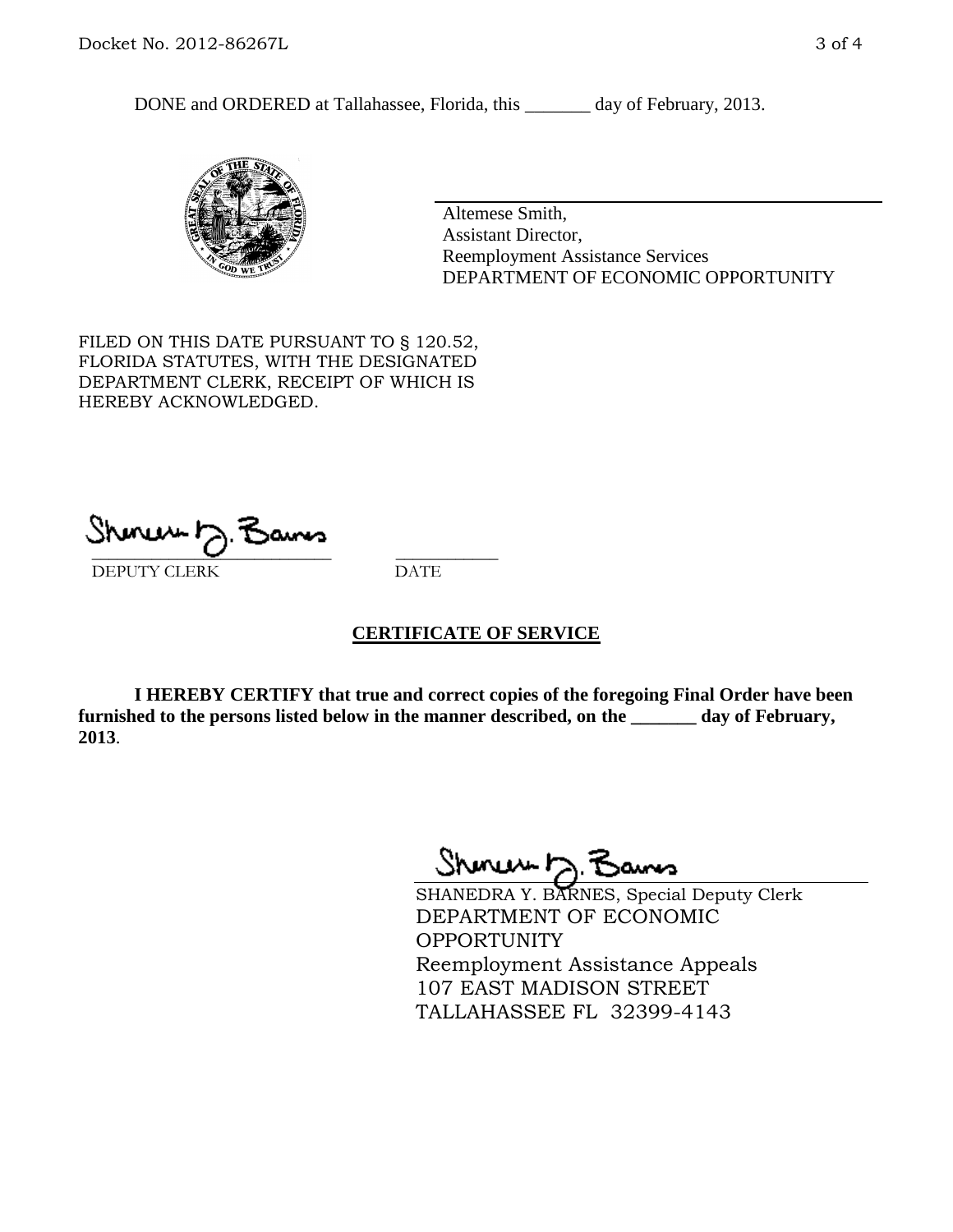DONE and ORDERED at Tallahassee, Florida, this _______ day of February, 2013.

Altemese Smith,
Assistant Director,
Reemployment Assistance Services
DEPARTMENT OF ECONOMIC OPPORTUNITY

FILED ON THIS DATE PURSUANT TO § 120.52, FLORIDA STATUTES, WITH THE DESIGNATED DEPARTMENT CLERK, RECEIPT OF WHICH IS HEREBY ACKNOWLEDGED.

___________________________ ___________
DEPUTY CLERK DATE

## CERTIFICATE OF SERVICE

**I HEREBY CERTIFY that true and correct copies of the foregoing Final Order have been furnished to the persons listed below in the manner described, on the _______ day of February, 2013**.

SHANEDRA Y. BARNES, Special Deputy Clerk
DEPARTMENT OF ECONOMIC OPPORTUNITY
Reemployment Assistance Appeals
107 EAST MADISON STREET
TALLAHASSEE FL 32399-4143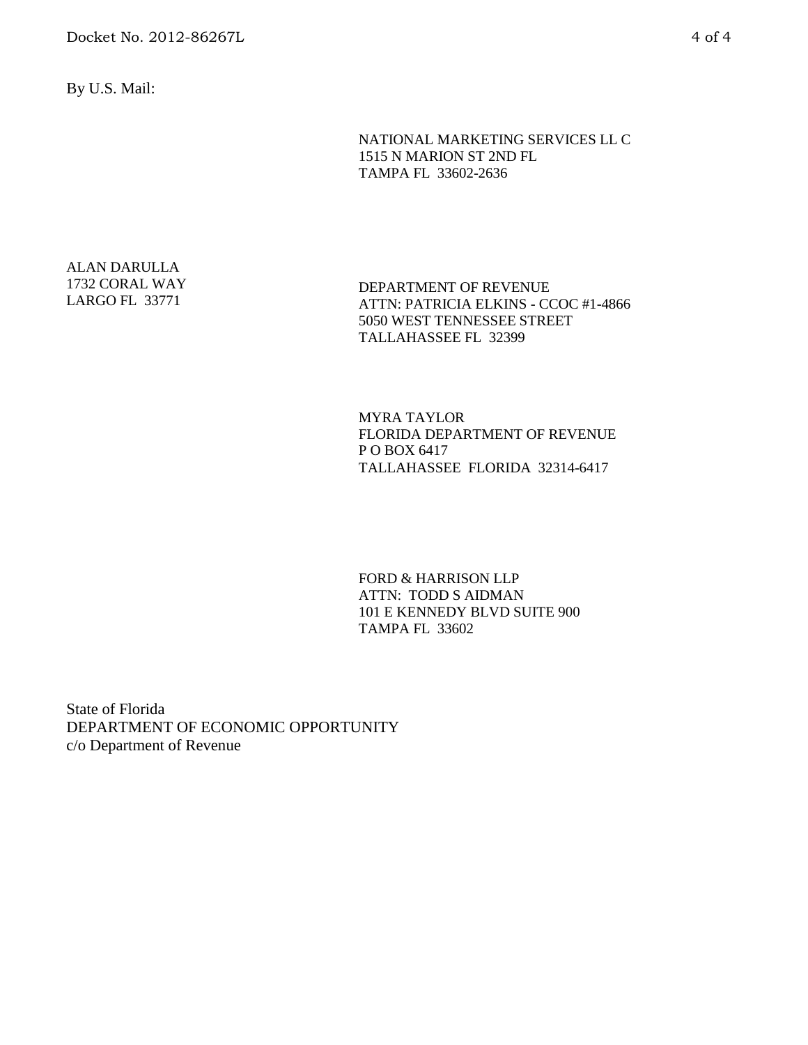By U.S. Mail:

NATIONAL MARKETING SERVICES LL C
1515 N MARION ST 2ND FL
TAMPA FL 33602-2636

ALAN DARULLA
1732 CORAL WAY
LARGO FL 33771

DEPARTMENT OF REVENUE
ATTN: PATRICIA ELKINS - CCOC #1-4866
5050 WEST TENNESSEE STREET
TALLAHASSEE FL 32399

MYRA TAYLOR
FLORIDA DEPARTMENT OF REVENUE
P O BOX 6417
TALLAHASSEE FLORIDA 32314-6417

FORD & HARRISON LLP
ATTN: TODD S AIDMAN
101 E KENNEDY BLVD SUITE 900
TAMPA FL 33602

State of Florida
DEPARTMENT OF ECONOMIC OPPORTUNITY
c/o Department of Revenue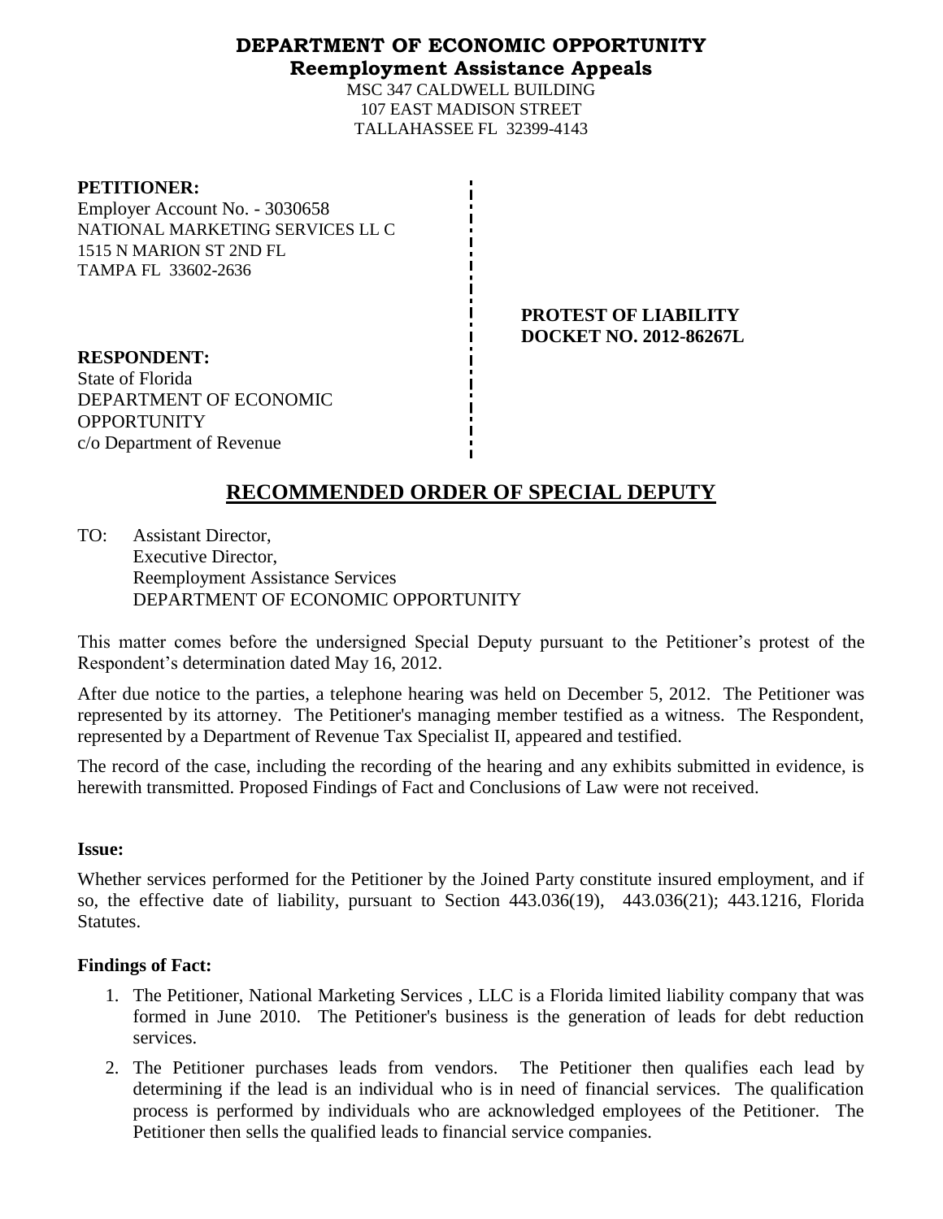**DEPARTMENT OF ECONOMIC OPPORTUNITY**
**Reemployment Assistance Appeals**

MSC 347 CALDWELL BUILDING
107 EAST MADISON STREET
TALLAHASSEE FL 32399-4143

**PETITIONER:**
Employer Account No. - 3030658
NATIONAL MARKETING SERVICES LL C
1515 N MARION ST 2ND FL
TAMPA FL 33602-2636

**PROTEST OF LIABILITY**
**DOCKET NO. 2012-86267L**

**RESPONDENT:**
State of Florida
DEPARTMENT OF ECONOMIC OPPORTUNITY
c/o Department of Revenue

# RECOMMENDED ORDER OF SPECIAL DEPUTY

TO: Assistant Director,
Executive Director,
Reemployment Assistance Services
DEPARTMENT OF ECONOMIC OPPORTUNITY

This matter comes before the undersigned Special Deputy pursuant to the Petitioner's protest of the Respondent's determination dated May 16, 2012.

After due notice to the parties, a telephone hearing was held on December 5, 2012. The Petitioner was represented by its attorney. The Petitioner's managing member testified as a witness. The Respondent, represented by a Department of Revenue Tax Specialist II, appeared and testified.

The record of the case, including the recording of the hearing and any exhibits submitted in evidence, is herewith transmitted. Proposed Findings of Fact and Conclusions of Law were not received.

**Issue:**

Whether services performed for the Petitioner by the Joined Party constitute insured employment, and if so, the effective date of liability, pursuant to Section 443.036(19), 443.036(21); 443.1216, Florida Statutes.

**Findings of Fact:**

1. The Petitioner, National Marketing Services , LLC is a Florida limited liability company that was formed in June 2010. The Petitioner's business is the generation of leads for debt reduction services.
2. The Petitioner purchases leads from vendors. The Petitioner then qualifies each lead by determining if the lead is an individual who is in need of financial services. The qualification process is performed by individuals who are acknowledged employees of the Petitioner. The Petitioner then sells the qualified leads to financial service companies.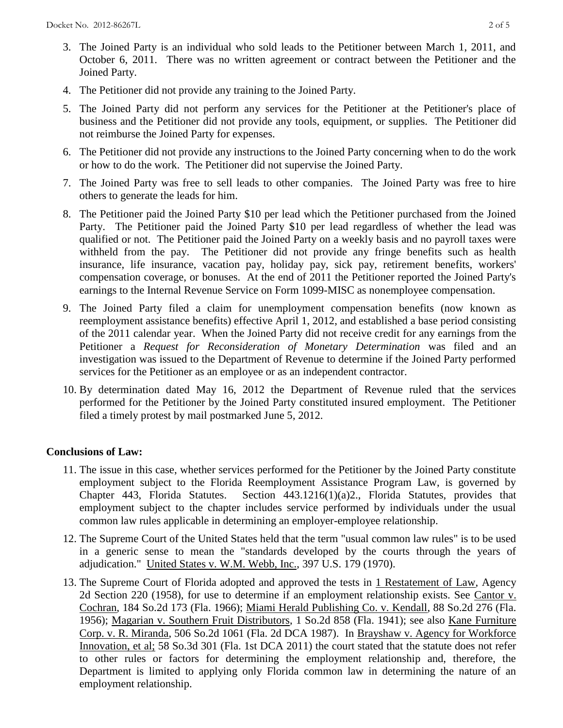3. The Joined Party is an individual who sold leads to the Petitioner between March 1, 2011, and October 6, 2011. There was no written agreement or contract between the Petitioner and the Joined Party.
4. The Petitioner did not provide any training to the Joined Party.
5. The Joined Party did not perform any services for the Petitioner at the Petitioner's place of business and the Petitioner did not provide any tools, equipment, or supplies. The Petitioner did not reimburse the Joined Party for expenses.
6. The Petitioner did not provide any instructions to the Joined Party concerning when to do the work or how to do the work. The Petitioner did not supervise the Joined Party.
7. The Joined Party was free to sell leads to other companies. The Joined Party was free to hire others to generate the leads for him.
8. The Petitioner paid the Joined Party $10 per lead which the Petitioner purchased from the Joined Party. The Petitioner paid the Joined Party $10 per lead regardless of whether the lead was qualified or not. The Petitioner paid the Joined Party on a weekly basis and no payroll taxes were withheld from the pay. The Petitioner did not provide any fringe benefits such as health insurance, life insurance, vacation pay, holiday pay, sick pay, retirement benefits, workers' compensation coverage, or bonuses. At the end of 2011 the Petitioner reported the Joined Party's earnings to the Internal Revenue Service on Form 1099-MISC as nonemployee compensation.
9. The Joined Party filed a claim for unemployment compensation benefits (now known as reemployment assistance benefits) effective April 1, 2012, and established a base period consisting of the 2011 calendar year. When the Joined Party did not receive credit for any earnings from the Petitioner a *Request for Reconsideration of Monetary Determination* was filed and an investigation was issued to the Department of Revenue to determine if the Joined Party performed services for the Petitioner as an employee or as an independent contractor.
10. By determination dated May 16, 2012 the Department of Revenue ruled that the services performed for the Petitioner by the Joined Party constituted insured employment. The Petitioner filed a timely protest by mail postmarked June 5, 2012.

**Conclusions of Law:**

11. The issue in this case, whether services performed for the Petitioner by the Joined Party constitute employment subject to the Florida Reemployment Assistance Program Law, is governed by Chapter 443, Florida Statutes. Section 443.1216(1)(a)2., Florida Statutes, provides that employment subject to the chapter includes service performed by individuals under the usual common law rules applicable in determining an employer-employee relationship.
12. The Supreme Court of the United States held that the term "usual common law rules" is to be used in a generic sense to mean the "standards developed by the courts through the years of adjudication." United States v. W.M. Webb, Inc., 397 U.S. 179 (1970).
13. The Supreme Court of Florida adopted and approved the tests in 1 Restatement of Law, Agency 2d Section 220 (1958), for use to determine if an employment relationship exists. See Cantor v. Cochran, 184 So.2d 173 (Fla. 1966); Miami Herald Publishing Co. v. Kendall, 88 So.2d 276 (Fla. 1956); Magarian v. Southern Fruit Distributors, 1 So.2d 858 (Fla. 1941); see also Kane Furniture Corp. v. R. Miranda, 506 So.2d 1061 (Fla. 2d DCA 1987). In Brayshaw v. Agency for Workforce Innovation, et al; 58 So.3d 301 (Fla. 1st DCA 2011) the court stated that the statute does not refer to other rules or factors for determining the employment relationship and, therefore, the Department is limited to applying only Florida common law in determining the nature of an employment relationship.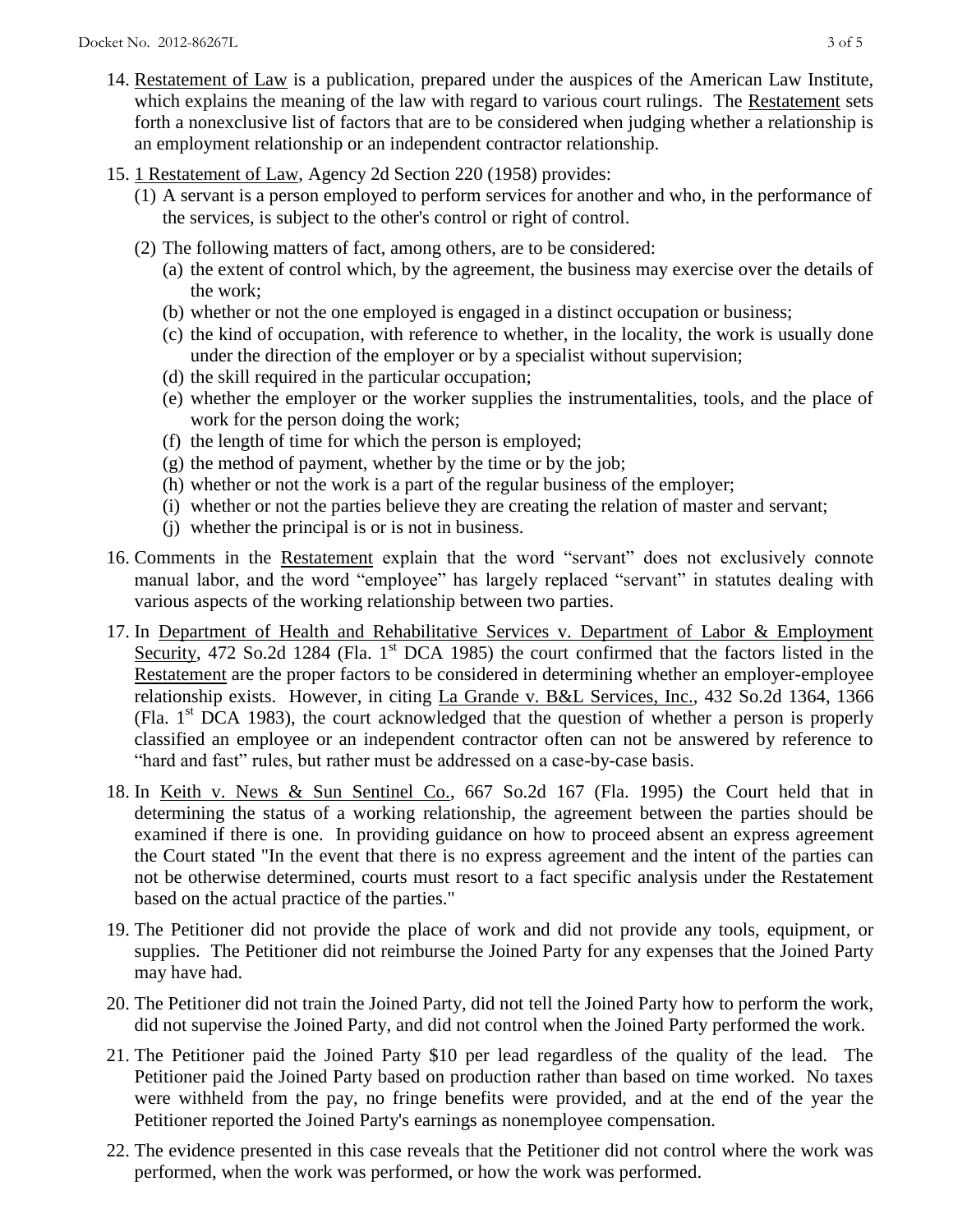14. Restatement of Law is a publication, prepared under the auspices of the American Law Institute, which explains the meaning of the law with regard to various court rulings. The Restatement sets forth a nonexclusive list of factors that are to be considered when judging whether a relationship is an employment relationship or an independent contractor relationship.

15. 1 Restatement of Law, Agency 2d Section 220 (1958) provides:
    (1) A servant is a person employed to perform services for another and who, in the performance of the services, is subject to the other's control or right of control.
    (2) The following matters of fact, among others, are to be considered:
        (a) the extent of control which, by the agreement, the business may exercise over the details of the work;
        (b) whether or not the one employed is engaged in a distinct occupation or business;
        (c) the kind of occupation, with reference to whether, in the locality, the work is usually done under the direction of the employer or by a specialist without supervision;
        (d) the skill required in the particular occupation;
        (e) whether the employer or the worker supplies the instrumentalities, tools, and the place of work for the person doing the work;
        (f) the length of time for which the person is employed;
        (g) the method of payment, whether by the time or by the job;
        (h) whether or not the work is a part of the regular business of the employer;
        (i) whether or not the parties believe they are creating the relation of master and servant;
        (j) whether the principal is or is not in business.

16. Comments in the Restatement explain that the word "servant" does not exclusively connote manual labor, and the word "employee" has largely replaced "servant" in statutes dealing with various aspects of the working relationship between two parties.

17. In Department of Health and Rehabilitative Services v. Department of Labor & Employment Security, 472 So.2d 1284 (Fla. 1st DCA 1985) the court confirmed that the factors listed in the Restatement are the proper factors to be considered in determining whether an employer-employee relationship exists. However, in citing La Grande v. B&L Services, Inc., 432 So.2d 1364, 1366 (Fla. 1st DCA 1983), the court acknowledged that the question of whether a person is properly classified an employee or an independent contractor often can not be answered by reference to "hard and fast" rules, but rather must be addressed on a case-by-case basis.

18. In Keith v. News & Sun Sentinel Co., 667 So.2d 167 (Fla. 1995) the Court held that in determining the status of a working relationship, the agreement between the parties should be examined if there is one. In providing guidance on how to proceed absent an express agreement the Court stated "In the event that there is no express agreement and the intent of the parties can not be otherwise determined, courts must resort to a fact specific analysis under the Restatement based on the actual practice of the parties."

19. The Petitioner did not provide the place of work and did not provide any tools, equipment, or supplies. The Petitioner did not reimburse the Joined Party for any expenses that the Joined Party may have had.

20. The Petitioner did not train the Joined Party, did not tell the Joined Party how to perform the work, did not supervise the Joined Party, and did not control when the Joined Party performed the work.

21. The Petitioner paid the Joined Party $10 per lead regardless of the quality of the lead. The Petitioner paid the Joined Party based on production rather than based on time worked. No taxes were withheld from the pay, no fringe benefits were provided, and at the end of the year the Petitioner reported the Joined Party's earnings as nonemployee compensation.

22. The evidence presented in this case reveals that the Petitioner did not control where the work was performed, when the work was performed, or how the work was performed.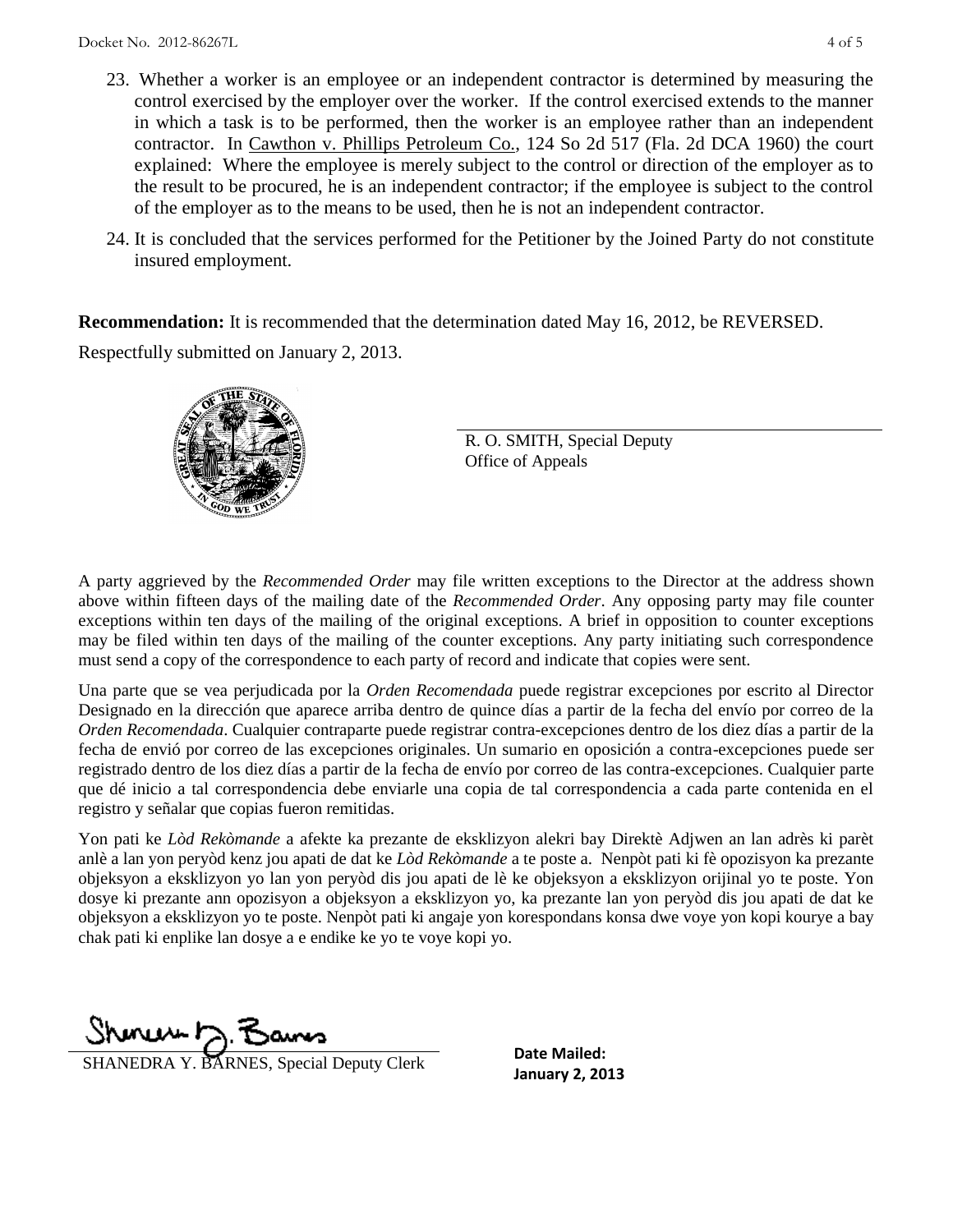23. Whether a worker is an employee or an independent contractor is determined by measuring the control exercised by the employer over the worker. If the control exercised extends to the manner in which a task is to be performed, then the worker is an employee rather than an independent contractor. In Cawthon v. Phillips Petroleum Co., 124 So 2d 517 (Fla. 2d DCA 1960) the court explained: Where the employee is merely subject to the control or direction of the employer as to the result to be procured, he is an independent contractor; if the employee is subject to the control of the employer as to the means to be used, then he is not an independent contractor.

24. It is concluded that the services performed for the Petitioner by the Joined Party do not constitute insured employment.

**Recommendation:** It is recommended that the determination dated May 16, 2012, be REVERSED.

Respectfully submitted on January 2, 2013.

R. O. SMITH, Special Deputy
Office of Appeals

A party aggrieved by the *Recommended Order* may file written exceptions to the Director at the address shown above within fifteen days of the mailing date of the *Recommended Order*. Any opposing party may file counter exceptions within ten days of the mailing of the original exceptions. A brief in opposition to counter exceptions may be filed within ten days of the mailing of the counter exceptions. Any party initiating such correspondence must send a copy of the correspondence to each party of record and indicate that copies were sent.

Una parte que se vea perjudicada por la *Orden Recomendada* puede registrar excepciones por escrito al Director Designado en la dirección que aparece arriba dentro de quince días a partir de la fecha del envío por correo de la *Orden Recomendada*. Cualquier contraparte puede registrar contra-excepciones dentro de los diez días a partir de la fecha de envió por correo de las excepciones originales. Un sumario en oposición a contra-excepciones puede ser registrado dentro de los diez días a partir de la fecha de envío por correo de las contra-excepciones. Cualquier parte que dé inicio a tal correspondencia debe enviarle una copia de tal correspondencia a cada parte contenida en el registro y señalar que copias fueron remitidas.

Yon pati ke *Lòd Rekòmande* a afekte ka prezante de eksklizyon alekri bay Direktè Adjwen an lan adrès ki parèt anlè a lan yon peryòd kenz jou apati de dat ke *Lòd Rekòmande* a te poste a. Nenpòt pati ki fè opozisyon ka prezante objeksyon a eksklizyon yo lan yon peryòd dis jou apati de lè ke objeksyon a eksklizyon orijinal yo te poste. Yon dosye ki prezante ann opozisyon a objeksyon a eksklizyon yo, ka prezante lan yon peryòd dis jou apati de dat ke objeksyon a eksklizyon yo te poste. Nenpòt pati ki angaje yon korespondans konsa dwe voye yon kopi kourye a bay chak pati ki enplike lan dosye a e endike ke yo te voye kopi yo.

SHANEDRA Y. BARNES, Special Deputy Clerk

**Date Mailed:**
**January 2, 2013**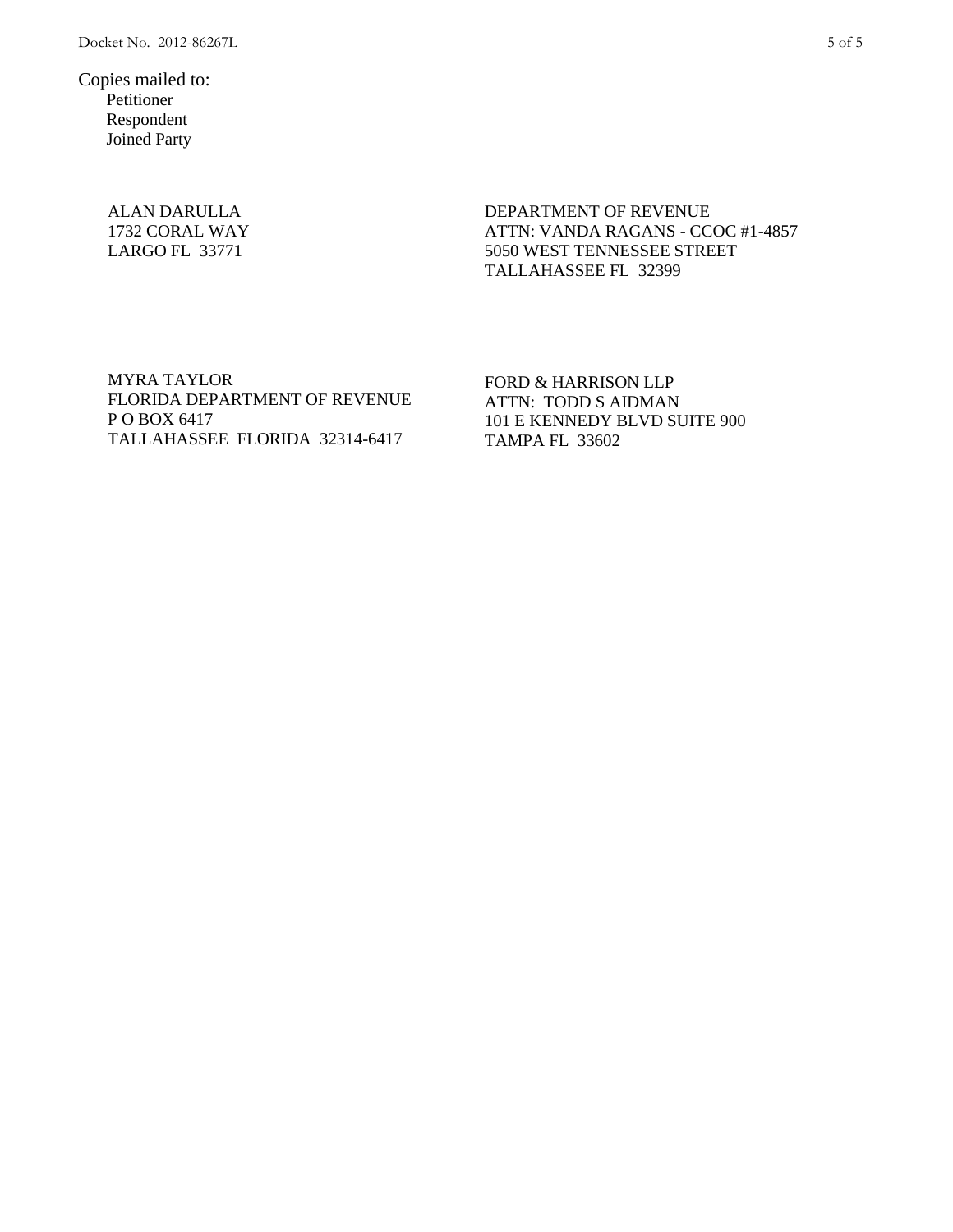Copies mailed to:
Petitioner
Respondent
Joined Party

ALAN DARULLA
1732 CORAL WAY
LARGO FL 33771

DEPARTMENT OF REVENUE
ATTN: VANDA RAGANS - CCOC #1-4857
5050 WEST TENNESSEE STREET
TALLAHASSEE FL 32399

MYRA TAYLOR
FLORIDA DEPARTMENT OF REVENUE
P O BOX 6417
TALLAHASSEE FLORIDA 32314-6417

FORD & HARRISON LLP
ATTN: TODD S AIDMAN
101 E KENNEDY BLVD SUITE 900
TAMPA FL 33602